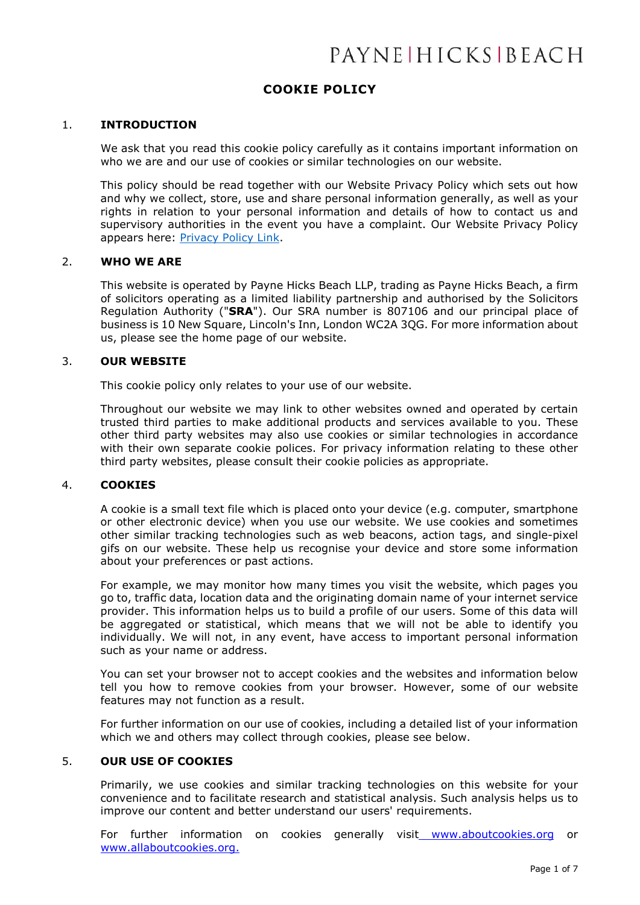# COOKIE POLICY

## 1. INTRODUCTION

We ask that you read this cookie policy carefully as it contains important information on who we are and our use of cookies or similar technologies on our website.

This policy should be read together with our Website Privacy Policy which sets out how and why we collect, store, use and share personal information generally, as well as your rights in relation to your personal information and details of how to contact us and supervisory authorities in the event you have a complaint. Our Website Privacy Policy appears here: [Privacy Policy Link](Privacy Policy Link).

## 2. WHO WE ARE

This website is operated by Payne Hicks Beach LLP, trading as Payne Hicks Beach, a firm of solicitors operating as a limited liability partnership and authorised by the Solicitors Regulation Authority ("**SRA**"). Our SRA number is 807106 and our principal place of business is 10 New Square, Lincoln's Inn, London WC2A 3QG. For more information about us, please see the home page of our website.

## 3. OUR WEBSITE

This cookie policy only relates to your use of our website.

Throughout our website we may link to other websites owned and operated by certain trusted third parties to make additional products and services available to you. These other third party websites may also use cookies or similar technologies in accordance with their own separate cookie polices. For privacy information relating to these other third party websites, please consult their cookie policies as appropriate.

## 4. COOKIES

A cookie is a small text file which is placed onto your device (e.g. computer, smartphone or other electronic device) when you use our website. We use cookies and sometimes other similar tracking technologies such as web beacons, action tags, and single-pixel gifs on our website. These help us recognise your device and store some information about your preferences or past actions.

For example, we may monitor how many times you visit the website, which pages you go to, traffic data, location data and the originating domain name of your internet service provider. This information helps us to build a profile of our users. Some of this data will be aggregated or statistical, which means that we will not be able to identify you individually. We will not, in any event, have access to important personal information such as your name or address.

You can set your browser not to accept cookies and the websites and information below tell you how to remove cookies from your browser. However, some of our website features may not function as a result.

For further information on our use of cookies, including a detailed list of your information which we and others may collect through cookies, please see below.

## 5. OUR USE OF COOKIES

Primarily, we use cookies and similar tracking technologies on this website for your convenience and to facilitate research and statistical analysis. Such analysis helps us to improve our content and better understand our users' requirements.

For further information on cookies generally visit [www.aboutcookies.org](www.aboutcookies.org) or [www.allaboutcookies.org](www.allaboutcookies.org).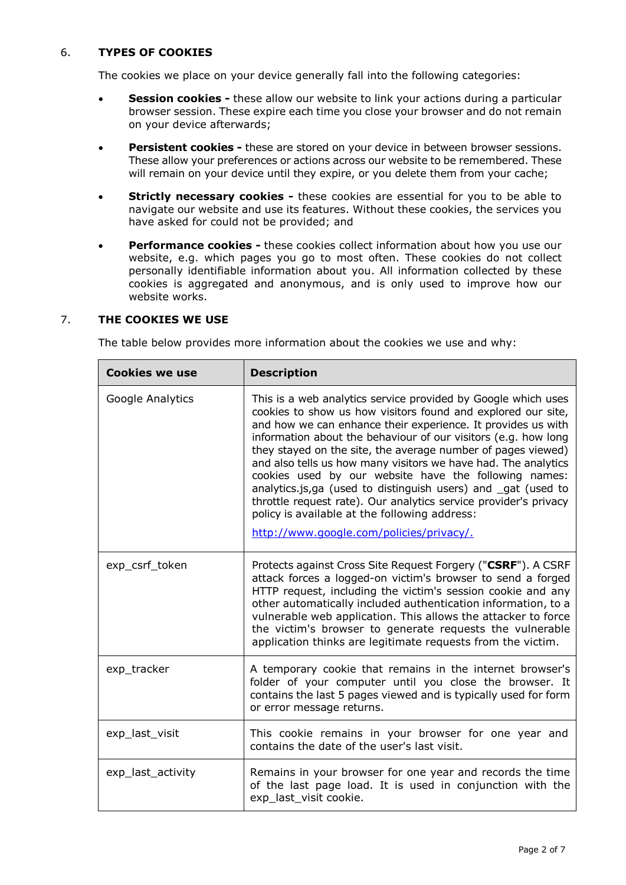## 6. TYPES OF COOKIES

The cookies we place on your device generally fall into the following categories:

- **Session cookies -** these allow our website to link your actions during a particular browser session. These expire each time you close your browser and do not remain on your device afterwards;
- **Persistent cookies -** these are stored on your device in between browser sessions. These allow your preferences or actions across our website to be remembered. These will remain on your device until they expire, or you delete them from your cache;
- **Strictly necessary cookies -** these cookies are essential for you to be able to navigate our website and use its features. Without these cookies, the services you have asked for could not be provided; and
- **Performance cookies -** these cookies collect information about how you use our website, e.g. which pages you go to most often. These cookies do not collect personally identifiable information about you. All information collected by these cookies is aggregated and anonymous, and is only used to improve how our website works.

## 7. THE COOKIES WE USE

The table below provides more information about the cookies we use and why:

| Cookies we use | Description |
|---|---|
| Google Analytics | This is a web analytics service provided by Google which uses cookies to show us how visitors found and explored our site, and how we can enhance their experience. It provides us with information about the behaviour of our visitors (e.g. how long they stayed on the site, the average number of pages viewed) and also tells us how many visitors we have had. The analytics cookies used by our website have the following names: analytics.js,ga (used to distinguish users) and _gat (used to throttle request rate). Our analytics service provider's privacy policy is available at the following address: [http://www.google.com/policies/privacy/.](http://www.google.com/policies/privacy/) |
| exp_csrf_token | Protects against Cross Site Request Forgery ("**CSRF**"). A CSRF attack forces a logged-on victim's browser to send a forged HTTP request, including the victim's session cookie and any other automatically included authentication information, to a vulnerable web application. This allows the attacker to force the victim's browser to generate requests the vulnerable application thinks are legitimate requests from the victim. |
| exp_tracker | A temporary cookie that remains in the internet browser's folder of your computer until you close the browser. It contains the last 5 pages viewed and is typically used for form or error message returns. |
| exp_last_visit | This cookie remains in your browser for one year and contains the date of the user's last visit. |
| exp_last_activity | Remains in your browser for one year and records the time of the last page load. It is used in conjunction with the exp_last_visit cookie. |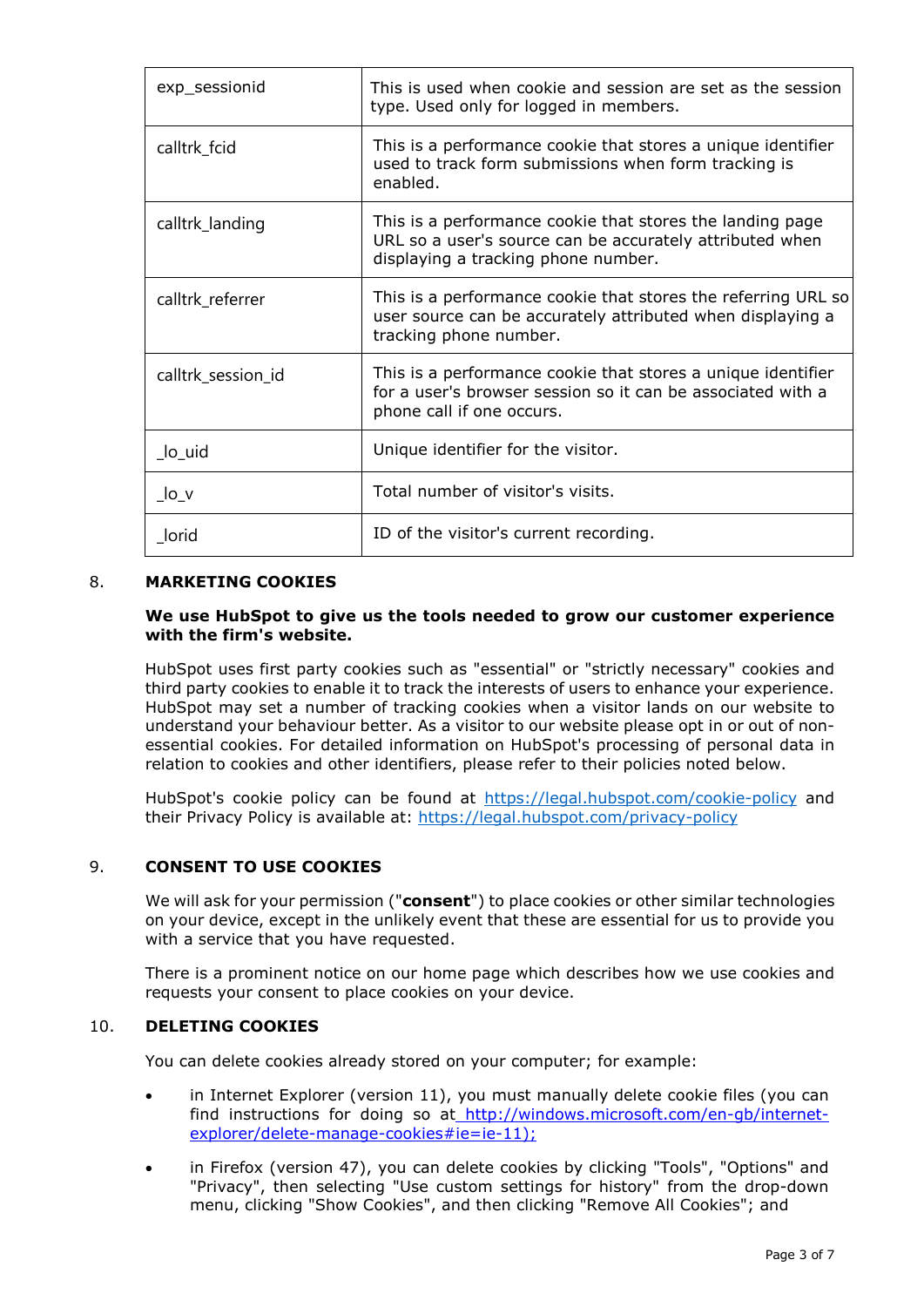| | |
|---|---|
| exp_sessionid | This is used when cookie and session are set as the session type. Used only for logged in members. |
| calltrk_fcid | This is a performance cookie that stores a unique identifier used to track form submissions when form tracking is enabled. |
| calltrk_landing | This is a performance cookie that stores the landing page URL so a user's source can be accurately attributed when displaying a tracking phone number. |
| calltrk_referrer | This is a performance cookie that stores the referring URL so user source can be accurately attributed when displaying a tracking phone number. |
| calltrk_session_id | This is a performance cookie that stores a unique identifier for a user's browser session so it can be associated with a phone call if one occurs. |
| _lo_uid | Unique identifier for the visitor. |
| _lo_v | Total number of visitor's visits. |
| _lorid | ID of the visitor's current recording. |

## 8. MARKETING COOKIES

**We use HubSpot to give us the tools needed to grow our customer experience with the firm's website.**

HubSpot uses first party cookies such as "essential" or "strictly necessary" cookies and third party cookies to enable it to track the interests of users to enhance your experience. HubSpot may set a number of tracking cookies when a visitor lands on our website to understand your behaviour better. As a visitor to our website please opt in or out of non-essential cookies. For detailed information on HubSpot's processing of personal data in relation to cookies and other identifiers, please refer to their policies noted below.

HubSpot's cookie policy can be found at https://legal.hubspot.com/cookie-policy and their Privacy Policy is available at: https://legal.hubspot.com/privacy-policy

## 9. CONSENT TO USE COOKIES

We will ask for your permission ("**consent**") to place cookies or other similar technologies on your device, except in the unlikely event that these are essential for us to provide you with a service that you have requested.

There is a prominent notice on our home page which describes how we use cookies and requests your consent to place cookies on your device.

## 10. DELETING COOKIES

You can delete cookies already stored on your computer; for example:

- in Internet Explorer (version 11), you must manually delete cookie files (you can find instructions for doing so at http://windows.microsoft.com/en-gb/internet-explorer/delete-manage-cookies#ie=ie-11);
- in Firefox (version 47), you can delete cookies by clicking "Tools", "Options" and "Privacy", then selecting "Use custom settings for history" from the drop-down menu, clicking "Show Cookies", and then clicking "Remove All Cookies"; and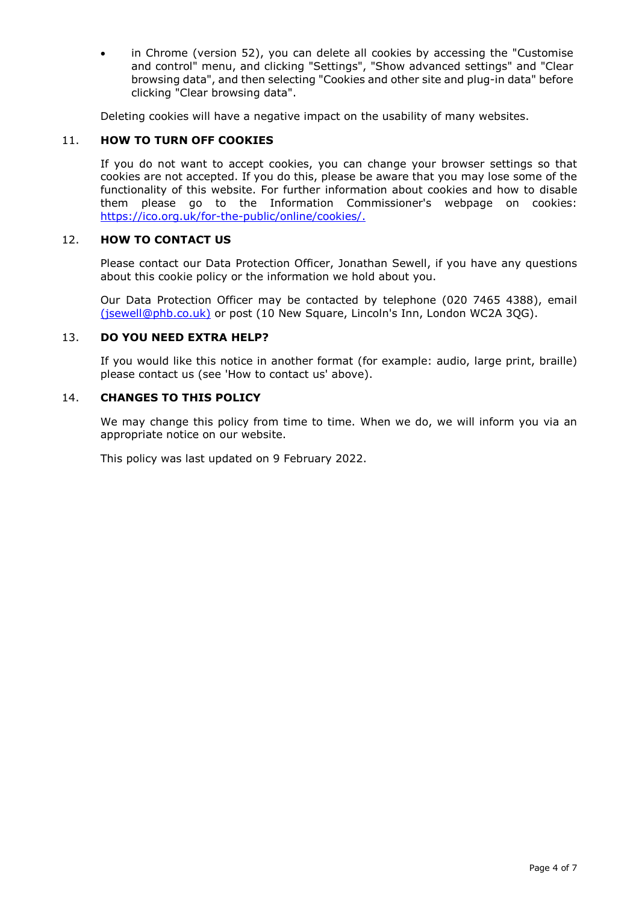- in Chrome (version 52), you can delete all cookies by accessing the "Customise and control" menu, and clicking "Settings", "Show advanced settings" and "Clear browsing data", and then selecting "Cookies and other site and plug-in data" before clicking "Clear browsing data".

Deleting cookies will have a negative impact on the usability of many websites.

## 11. HOW TO TURN OFF COOKIES

If you do not want to accept cookies, you can change your browser settings so that cookies are not accepted. If you do this, please be aware that you may lose some of the functionality of this website. For further information about cookies and how to disable them please go to the Information Commissioner's webpage on cookies: https://ico.org.uk/for-the-public/online/cookies/.

## 12. HOW TO CONTACT US

Please contact our Data Protection Officer, Jonathan Sewell, if you have any questions about this cookie policy or the information we hold about you.

Our Data Protection Officer may be contacted by telephone (020 7465 4388), email (jsewell@phb.co.uk) or post (10 New Square, Lincoln's Inn, London WC2A 3QG).

## 13. DO YOU NEED EXTRA HELP?

If you would like this notice in another format (for example: audio, large print, braille) please contact us (see 'How to contact us' above).

## 14. CHANGES TO THIS POLICY

We may change this policy from time to time. When we do, we will inform you via an appropriate notice on our website.

This policy was last updated on 9 February 2022.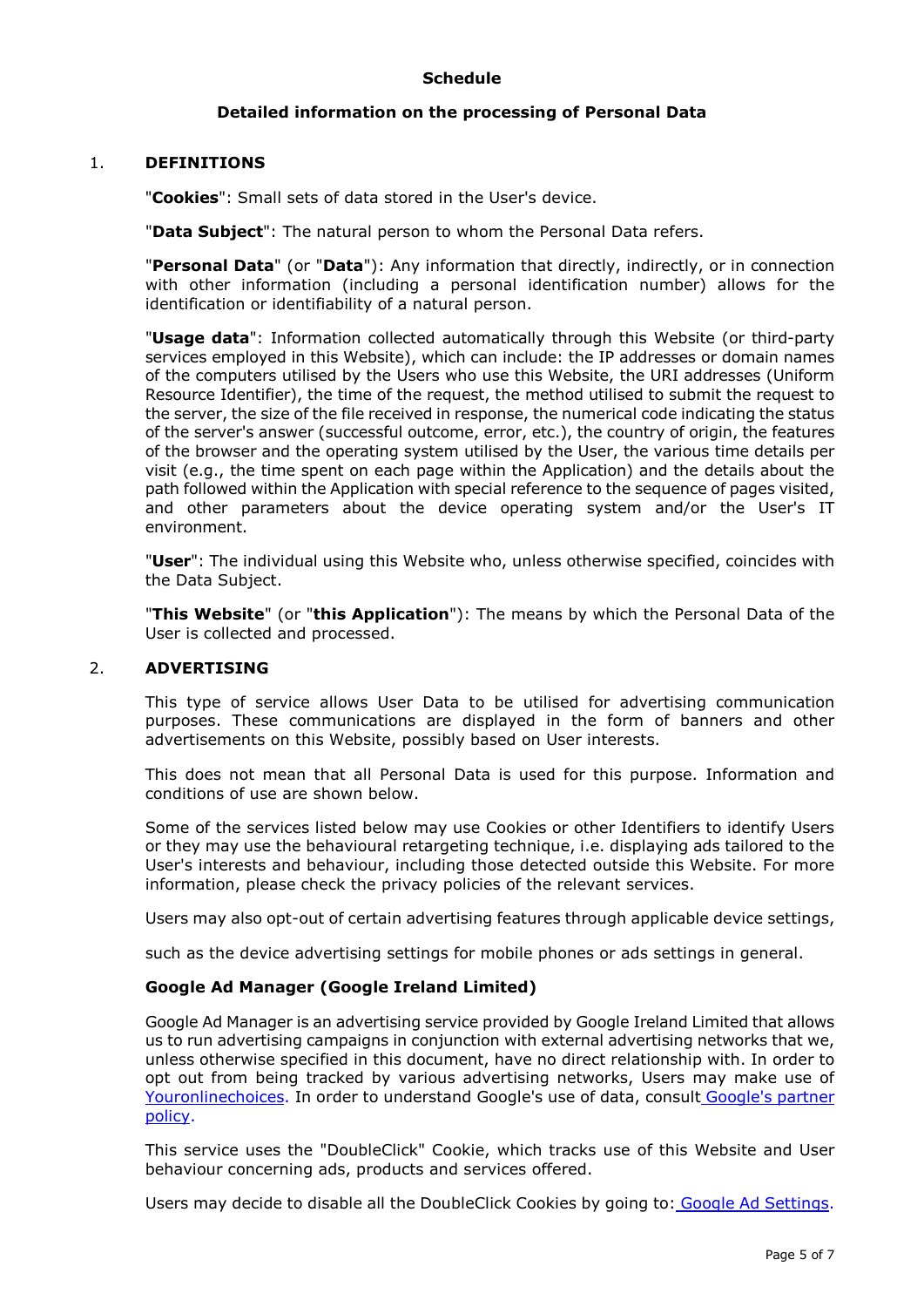**Schedule**

**Detailed information on the processing of Personal Data**

## 1. DEFINITIONS

"**Cookies**": Small sets of data stored in the User's device.

"**Data Subject**": The natural person to whom the Personal Data refers.

"**Personal Data**" (or "**Data**"): Any information that directly, indirectly, or in connection with other information (including a personal identification number) allows for the identification or identifiability of a natural person.

"**Usage data**": Information collected automatically through this Website (or third-party services employed in this Website), which can include: the IP addresses or domain names of the computers utilised by the Users who use this Website, the URI addresses (Uniform Resource Identifier), the time of the request, the method utilised to submit the request to the server, the size of the file received in response, the numerical code indicating the status of the server's answer (successful outcome, error, etc.), the country of origin, the features of the browser and the operating system utilised by the User, the various time details per visit (e.g., the time spent on each page within the Application) and the details about the path followed within the Application with special reference to the sequence of pages visited, and other parameters about the device operating system and/or the User's IT environment.

"**User**": The individual using this Website who, unless otherwise specified, coincides with the Data Subject.

"**This Website**" (or "**this Application**"): The means by which the Personal Data of the User is collected and processed.

## 2. ADVERTISING

This type of service allows User Data to be utilised for advertising communication purposes. These communications are displayed in the form of banners and other advertisements on this Website, possibly based on User interests.

This does not mean that all Personal Data is used for this purpose. Information and conditions of use are shown below.

Some of the services listed below may use Cookies or other Identifiers to identify Users or they may use the behavioural retargeting technique, i.e. displaying ads tailored to the User's interests and behaviour, including those detected outside this Website. For more information, please check the privacy policies of the relevant services.

Users may also opt-out of certain advertising features through applicable device settings,

such as the device advertising settings for mobile phones or ads settings in general.

**Google Ad Manager (Google Ireland Limited)**

Google Ad Manager is an advertising service provided by Google Ireland Limited that allows us to run advertising campaigns in conjunction with external advertising networks that we, unless otherwise specified in this document, have no direct relationship with. In order to opt out from being tracked by various advertising networks, Users may make use of Youronlinechoices. In order to understand Google's use of data, consult Google's partner policy.

This service uses the "DoubleClick" Cookie, which tracks use of this Website and User behaviour concerning ads, products and services offered.

Users may decide to disable all the DoubleClick Cookies by going to: Google Ad Settings.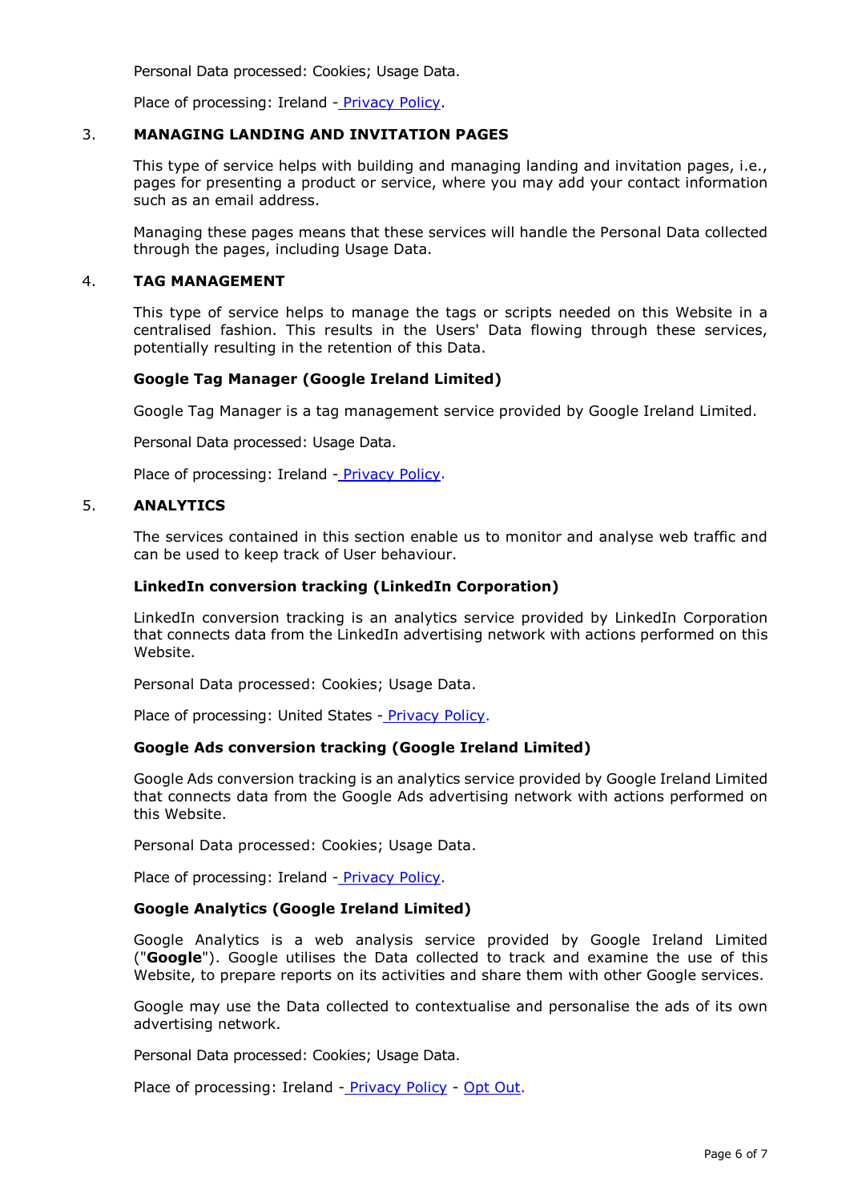Personal Data processed: Cookies; Usage Data.

Place of processing: Ireland - Privacy Policy.

## 3. MANAGING LANDING AND INVITATION PAGES

This type of service helps with building and managing landing and invitation pages, i.e., pages for presenting a product or service, where you may add your contact information such as an email address.

Managing these pages means that these services will handle the Personal Data collected through the pages, including Usage Data.

## 4. TAG MANAGEMENT

This type of service helps to manage the tags or scripts needed on this Website in a centralised fashion. This results in the Users' Data flowing through these services, potentially resulting in the retention of this Data.

**Google Tag Manager (Google Ireland Limited)**

Google Tag Manager is a tag management service provided by Google Ireland Limited.

Personal Data processed: Usage Data.

Place of processing: Ireland - Privacy Policy.

## 5. ANALYTICS

The services contained in this section enable us to monitor and analyse web traffic and can be used to keep track of User behaviour.

**LinkedIn conversion tracking (LinkedIn Corporation)**

LinkedIn conversion tracking is an analytics service provided by LinkedIn Corporation that connects data from the LinkedIn advertising network with actions performed on this Website.

Personal Data processed: Cookies; Usage Data.

Place of processing: United States - Privacy Policy.

**Google Ads conversion tracking (Google Ireland Limited)**

Google Ads conversion tracking is an analytics service provided by Google Ireland Limited that connects data from the Google Ads advertising network with actions performed on this Website.

Personal Data processed: Cookies; Usage Data.

Place of processing: Ireland - Privacy Policy.

**Google Analytics (Google Ireland Limited)**

Google Analytics is a web analysis service provided by Google Ireland Limited ("**Google**"). Google utilises the Data collected to track and examine the use of this Website, to prepare reports on its activities and share them with other Google services.

Google may use the Data collected to contextualise and personalise the ads of its own advertising network.

Personal Data processed: Cookies; Usage Data.

Place of processing: Ireland - Privacy Policy - Opt Out.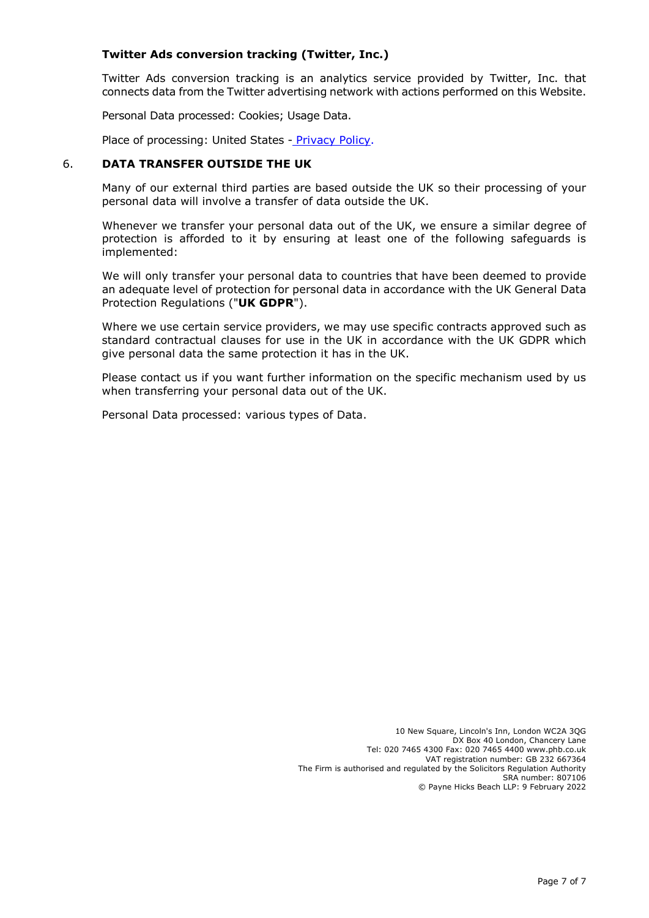### Twitter Ads conversion tracking (Twitter, Inc.)

Twitter Ads conversion tracking is an analytics service provided by Twitter, Inc. that connects data from the Twitter advertising network with actions performed on this Website.

Personal Data processed: Cookies; Usage Data.

Place of processing: United States - Privacy Policy.

## 6. DATA TRANSFER OUTSIDE THE UK

Many of our external third parties are based outside the UK so their processing of your personal data will involve a transfer of data outside the UK.

Whenever we transfer your personal data out of the UK, we ensure a similar degree of protection is afforded to it by ensuring at least one of the following safeguards is implemented:

We will only transfer your personal data to countries that have been deemed to provide an adequate level of protection for personal data in accordance with the UK General Data Protection Regulations ("**UK GDPR**").

Where we use certain service providers, we may use specific contracts approved such as standard contractual clauses for use in the UK in accordance with the UK GDPR which give personal data the same protection it has in the UK.

Please contact us if you want further information on the specific mechanism used by us when transferring your personal data out of the UK.

Personal Data processed: various types of Data.

10 New Square, Lincoln's Inn, London WC2A 3QG
DX Box 40 London, Chancery Lane
Tel: 020 7465 4300 Fax: 020 7465 4400 www.phb.co.uk
VAT registration number: GB 232 667364
The Firm is authorised and regulated by the Solicitors Regulation Authority
SRA number: 807106
© Payne Hicks Beach LLP: 9 February 2022